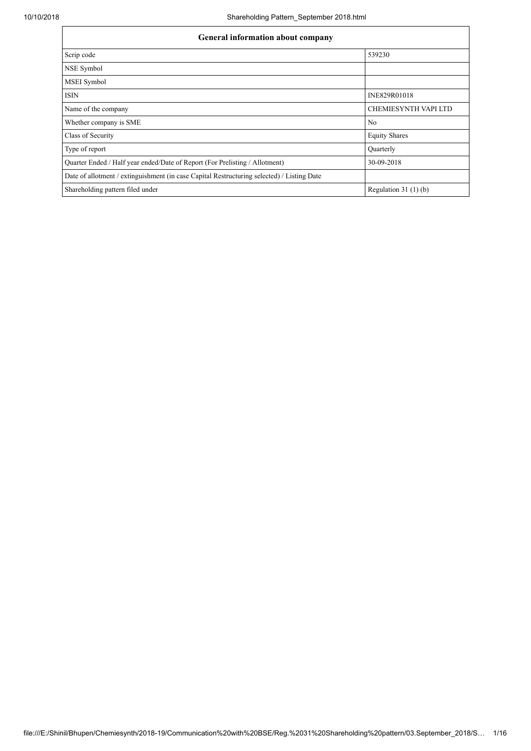| General information about company | |
|---|---|
| Scrip code | 539230 |
| NSE Symbol | |
| MSEI Symbol | |
| ISIN | INE829R01018 |
| Name of the company | CHEMIESYNTH VAPI LTD |
| Whether company is SME | No |
| Class of Security | Equity Shares |
| Type of report | Quarterly |
| Quarter Ended / Half year ended/Date of Report (For Prelisting / Allotment) | 30-09-2018 |
| Date of allotment / extinguishment (in case Capital Restructuring selected) / Listing Date | |
| Shareholding pattern filed under | Regulation 31 (1) (b) |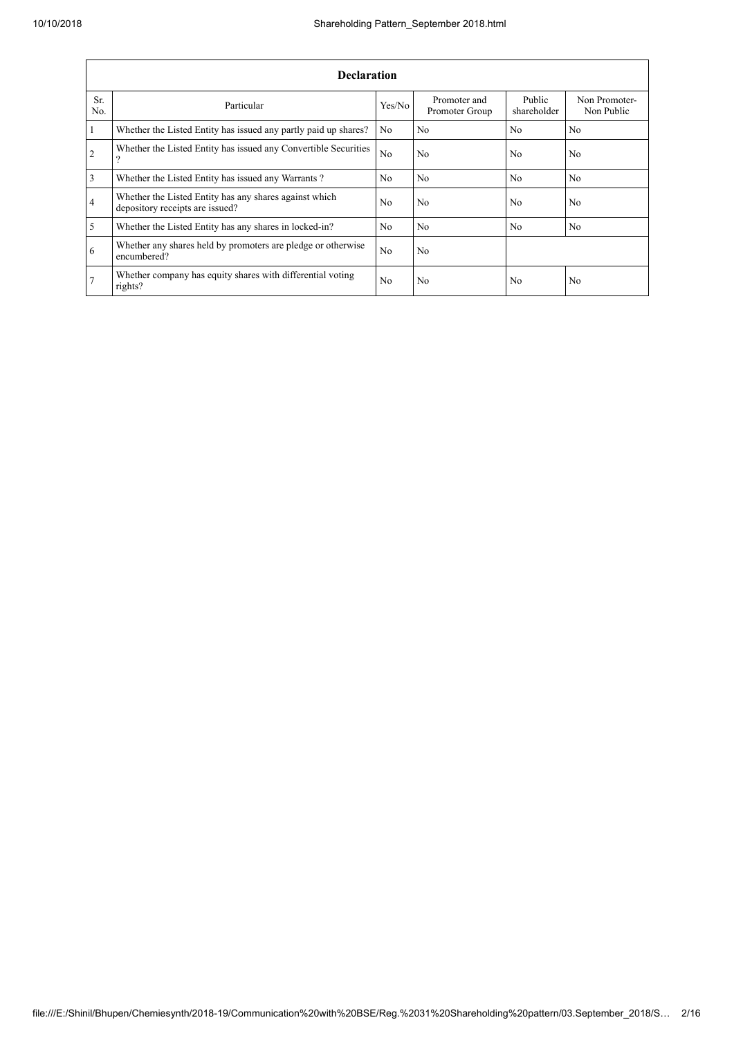| Declaration | | | | | |
|---|---|---|---|---|---|
| Sr. No. | Particular | Yes/No | Promoter and Promoter Group | Public shareholder | Non Promoter- Non Public |
| 1 | Whether the Listed Entity has issued any partly paid up shares? | No | No | No | No |
| 2 | Whether the Listed Entity has issued any Convertible Securities ? | No | No | No | No |
| 3 | Whether the Listed Entity has issued any Warrants ? | No | No | No | No |
| 4 | Whether the Listed Entity has any shares against which depository receipts are issued? | No | No | No | No |
| 5 | Whether the Listed Entity has any shares in locked-in? | No | No | No | No |
| 6 | Whether any shares held by promoters are pledge or otherwise encumbered? | No | No | | |
| 7 | Whether company has equity shares with differential voting rights? | No | No | No | No |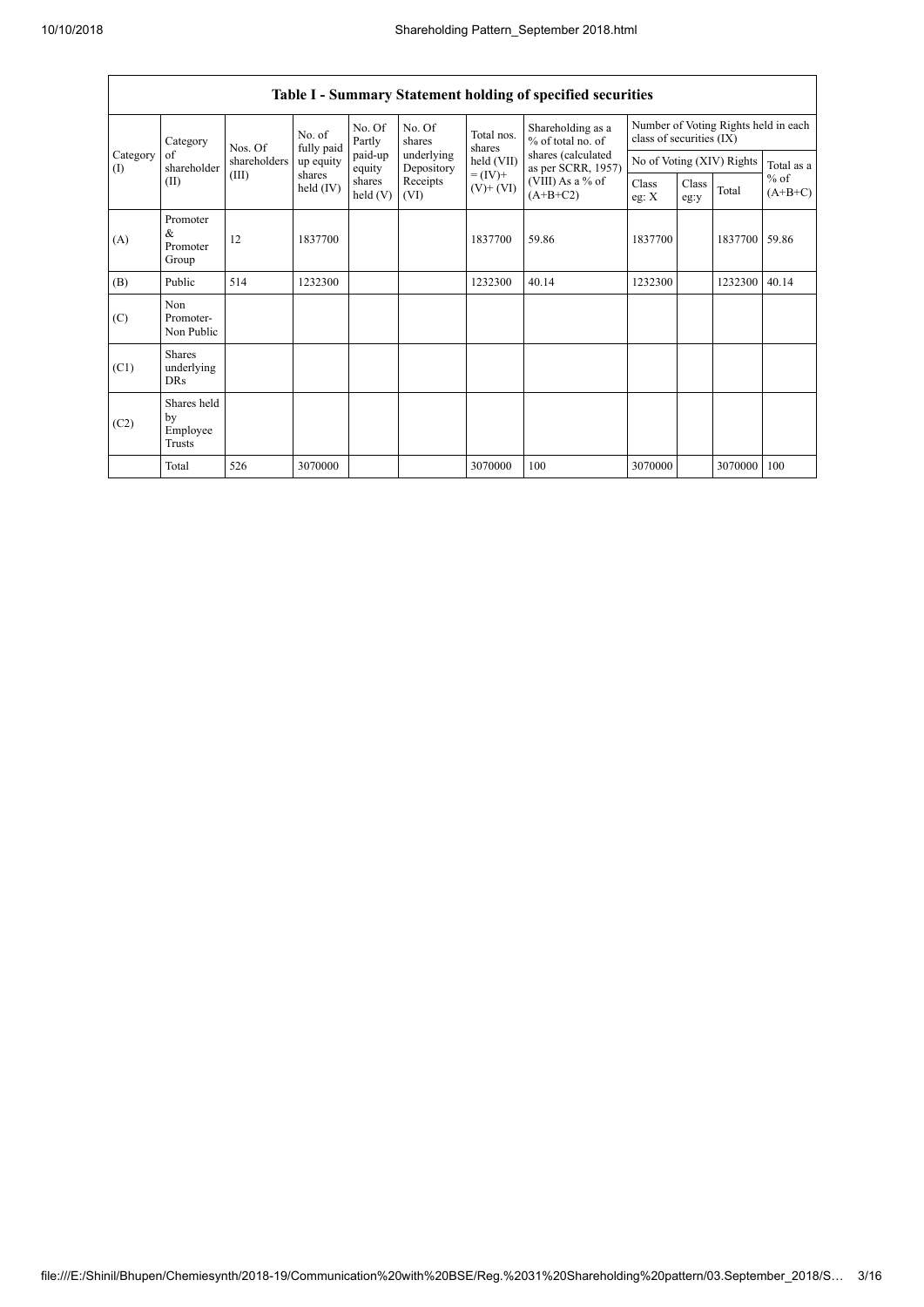| Table I - Summary Statement holding of specified securities | | | | | | | | | | | | |
|---|---|---|---|---|---|---|---|---|---|---|---|---|
| Category (I) | Category of shareholder (II) | Nos. Of shareholders (III) | No. of fully paid up equity shares held (IV) | No. Of Partly paid-up equity shares held (V) | No. Of shares underlying Depository Receipts (VI) | Total nos. shares held (VII) = (IV)+ (V)+ (VI) | Shareholding as a % of total no. of shares (calculated as per SCRR, 1957) (VIII) As a % of (A+B+C2) | Number of Voting Rights held in each class of securities (IX) | | | |
| | | | | | | | | No of Voting (XIV) Rights | | | Total as a % of (A+B+C) |
| | | | | | | | | Class eg: X | Class eg:y | Total | |
| (A) | Promoter & Promoter Group | 12 | 1837700 | | | 1837700 | 59.86 | 1837700 | | 1837700 | 59.86 |
| (B) | Public | 514 | 1232300 | | | 1232300 | 40.14 | 1232300 | | 1232300 | 40.14 |
| (C) | Non Promoter- Non Public | | | | | | | | | | |
| (C1) | Shares underlying DRs | | | | | | | | | | |
| (C2) | Shares held by Employee Trusts | | | | | | | | | | |
| | Total | 526 | 3070000 | | | 3070000 | 100 | 3070000 | | 3070000 | 100 |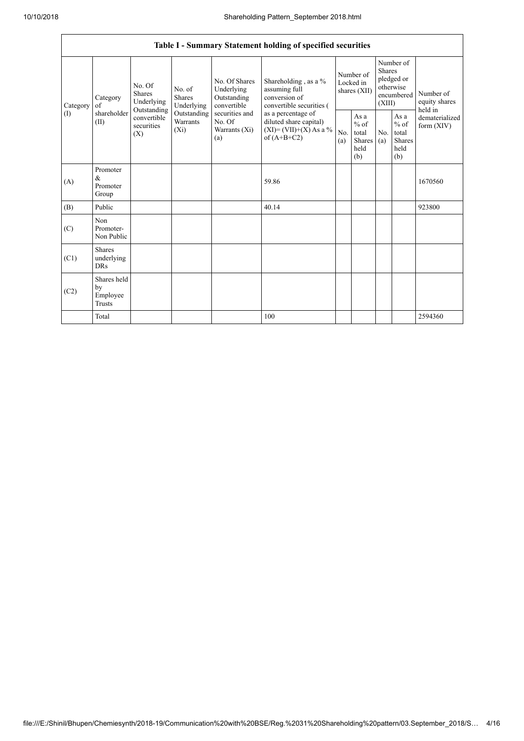| Table I - Summary Statement holding of specified securities | | | | | | | | | | |
|---|---|---|---|---|---|---|---|---|---|---|
| Category (I) | Category of shareholder (II) | No. Of Shares Underlying Outstanding convertible securities (X) | No. of Shares Underlying Outstanding Warrants (Xi) | No. Of Shares Underlying Outstanding convertible securities and No. Of Warrants (Xi) (a) | Shareholding , as a % assuming full conversion of convertible securities ( as a percentage of diluted share capital) (XI)= (VII)+(X) As a % of (A+B+C2) | Number of Locked in shares (XII) | | Number of Shares pledged or otherwise encumbered (XIII) | | Number of equity shares held in dematerialized form (XIV) |
| | | | | | | No. (a) | As a % of total Shares held (b) | No. (a) | As a % of total Shares held (b) | |
| (A) | Promoter & Promoter Group | | | | 59.86 | | | | | 1670560 |
| (B) | Public | | | | 40.14 | | | | | 923800 |
| (C) | Non Promoter- Non Public | | | | | | | | | |
| (C1) | Shares underlying DRs | | | | | | | | | |
| (C2) | Shares held by Employee Trusts | | | | | | | | | |
| | Total | | | | 100 | | | | | 2594360 |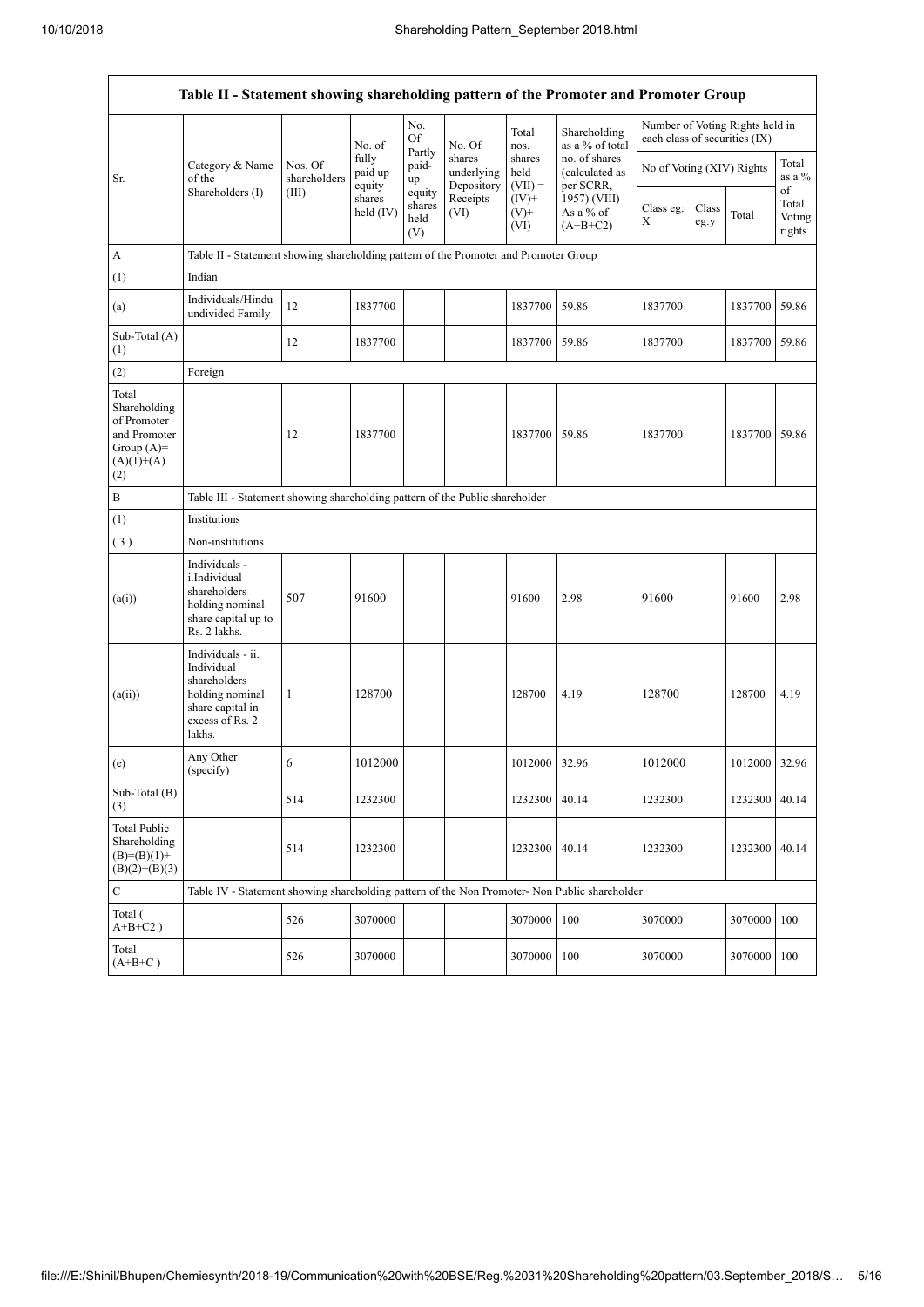| Table II - Statement showing shareholding pattern of the Promoter and Promoter Group | | | | | | | | | | | | |
|---|---|---|---|---|---|---|---|---|---|---|---|---|
| Sr. | Category & Name of the Shareholders (I) | Nos. Of shareholders (III) | No. of fully paid up equity shares held (IV) | No. Of Partly paid-up equity shares held (V) | No. Of shares underlying Depository Receipts (VI) | Total nos. shares held (VII) = (IV)+ (V)+ (VI) | Shareholding as a % of total no. of shares (calculated as per SCRR, 1957) (VIII) As a % of (A+B+C2) | Number of Voting Rights held in each class of securities (IX) | | | |
| | | | | | | | | No of Voting (XIV) Rights | | | Total as a % of Total Voting rights |
| | | | | | | | | Class eg: X | Class eg:y | Total | |
| A | Table II - Statement showing shareholding pattern of the Promoter and Promoter Group | | | | | | | | | | |
| (1) | Indian | | | | | | | | | | |
| (a) | Individuals/Hindu undivided Family | 12 | 1837700 | | | 1837700 | 59.86 | 1837700 | | 1837700 | 59.86 |
| Sub-Total (A) (1) | | 12 | 1837700 | | | 1837700 | 59.86 | 1837700 | | 1837700 | 59.86 |
| (2) | Foreign | | | | | | | | | | |
| Total Shareholding of Promoter and Promoter Group (A)= (A)(1)+(A)(2) | | 12 | 1837700 | | | 1837700 | 59.86 | 1837700 | | 1837700 | 59.86 |
| B | Table III - Statement showing shareholding pattern of the Public shareholder | | | | | | | | | | |
| (1) | Institutions | | | | | | | | | | |
| (3) | Non-institutions | | | | | | | | | | |
| (a(i)) | Individuals - i.Individual shareholders holding nominal share capital up to Rs. 2 lakhs. | 507 | 91600 | | | 91600 | 2.98 | 91600 | | 91600 | 2.98 |
| (a(ii)) | Individuals - ii. Individual shareholders holding nominal share capital in excess of Rs. 2 lakhs. | 1 | 128700 | | | 128700 | 4.19 | 128700 | | 128700 | 4.19 |
| (e) | Any Other (specify) | 6 | 1012000 | | | 1012000 | 32.96 | 1012000 | | 1012000 | 32.96 |
| Sub-Total (B) (3) | | 514 | 1232300 | | | 1232300 | 40.14 | 1232300 | | 1232300 | 40.14 |
| Total Public Shareholding (B)=(B)(1)+(B)(2)+(B)(3) | | 514 | 1232300 | | | 1232300 | 40.14 | 1232300 | | 1232300 | 40.14 |
| C | Table IV - Statement showing shareholding pattern of the Non Promoter- Non Public shareholder | | | | | | | | | | |
| Total ( A+B+C2 ) | | 526 | 3070000 | | | 3070000 | 100 | 3070000 | | 3070000 | 100 |
| Total (A+B+C ) | | 526 | 3070000 | | | 3070000 | 100 | 3070000 | | 3070000 | 100 |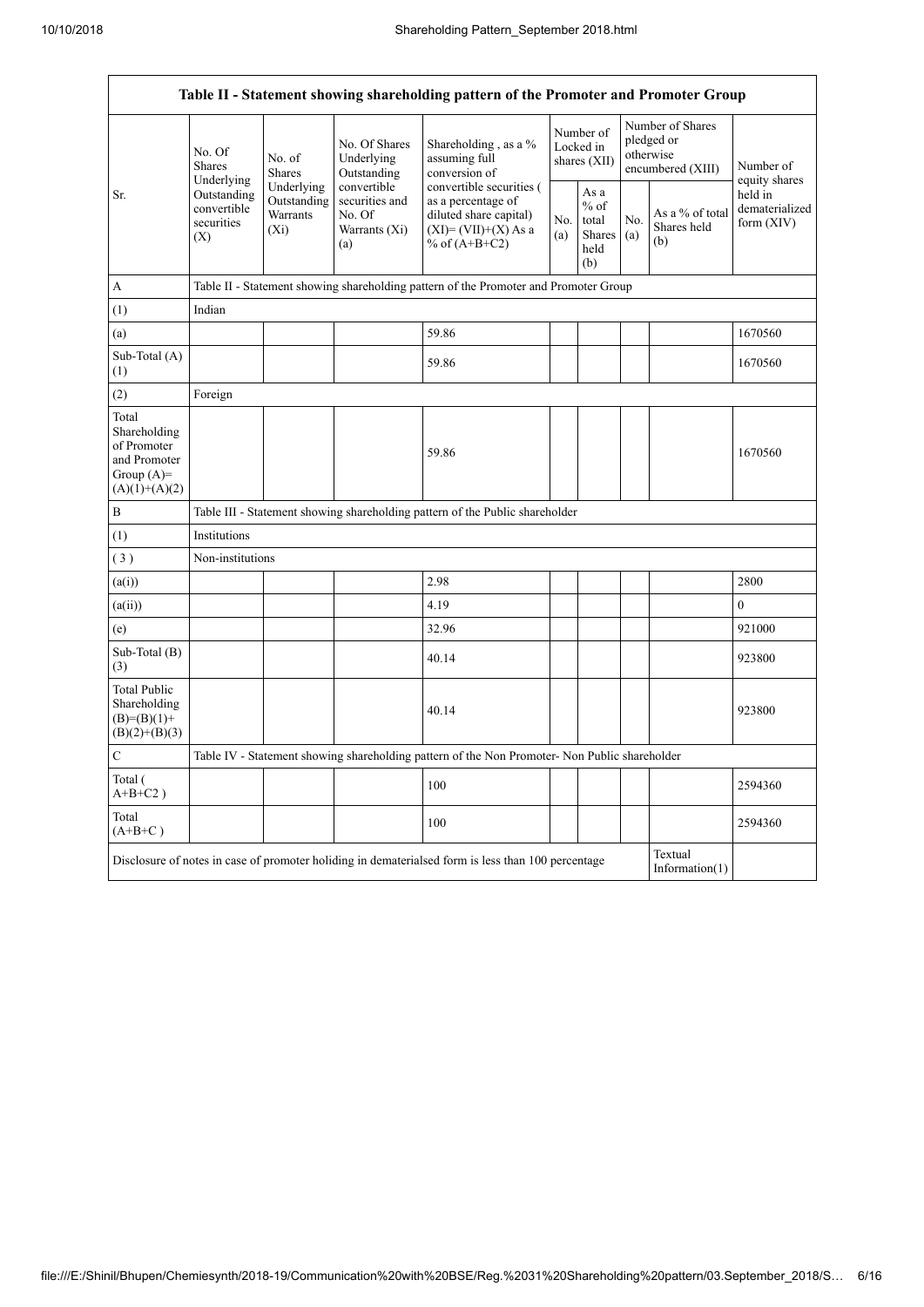| Table II - Statement showing shareholding pattern of the Promoter and Promoter Group | | | | | | | | | |
|---|---|---|---|---|---|---|---|---|---|
| Sr. | No. Of Shares Underlying Outstanding convertible securities (X) | No. of Shares Underlying Outstanding Warrants (Xi) | No. Of Shares Underlying Outstanding convertible securities and No. Of Warrants (Xi) (a) | Shareholding , as a % assuming full conversion of convertible securities ( as a percentage of diluted share capital) (XI)= (VII)+(X) As a % of (A+B+C2) | Number of Locked in shares (XII) | | Number of Shares pledged or otherwise encumbered (XIII) | | Number of equity shares held in dematerialized form (XIV) |
| | | | | | No. (a) | As a % of total Shares held (b) | No. (a) | As a % of total Shares held (b) | |
| A | Table II - Statement showing shareholding pattern of the Promoter and Promoter Group | | | | | | | | |
| (1) | Indian | | | | | | | | |
| (a) | | | | 59.86 | | | | | 1670560 |
| Sub-Total (A) (1) | | | | 59.86 | | | | | 1670560 |
| (2) | Foreign | | | | | | | | |
| Total Shareholding of Promoter and Promoter Group (A)= (A)(1)+(A)(2) | | | | 59.86 | | | | | 1670560 |
| B | Table III - Statement showing shareholding pattern of the Public shareholder | | | | | | | | |
| (1) | Institutions | | | | | | | | |
| (3) | Non-institutions | | | | | | | | |
| (a(i)) | | | | 2.98 | | | | | 2800 |
| (a(ii)) | | | | 4.19 | | | | | 0 |
| (e) | | | | 32.96 | | | | | 921000 |
| Sub-Total (B) (3) | | | | 40.14 | | | | | 923800 |
| Total Public Shareholding (B)=(B)(1)+(B)(2)+(B)(3) | | | | 40.14 | | | | | 923800 |
| C | Table IV - Statement showing shareholding pattern of the Non Promoter- Non Public shareholder | | | | | | | | |
| Total ( A+B+C2 ) | | | | 100 | | | | | 2594360 |
| Total (A+B+C ) | | | | 100 | | | | | 2594360 |
| Disclosure of notes in case of promoter holiding in dematerialsed form is less than 100 percentage | | | | | | | | Textual Information(1) | |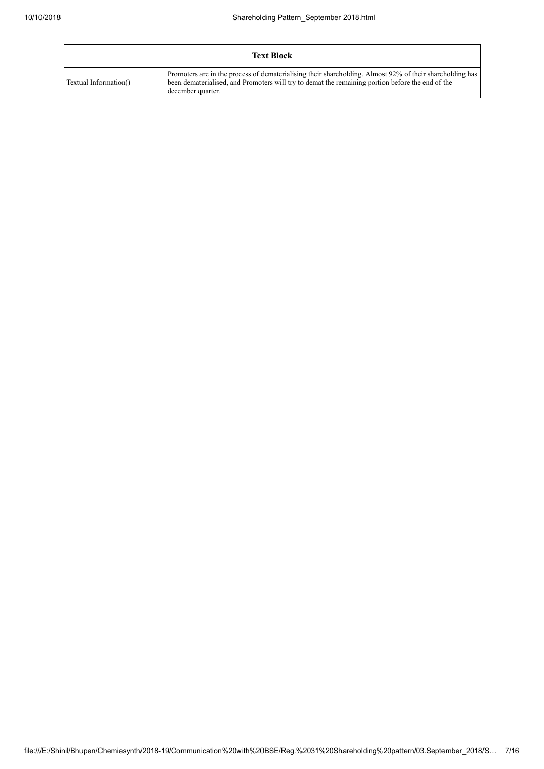| Text Block | |
|---|---|
| Textual Information() | Promoters are in the process of dematerialising their shareholding. Almost 92% of their shareholding has been dematerialised, and Promoters will try to demat the remaining portion before the end of the december quarter. |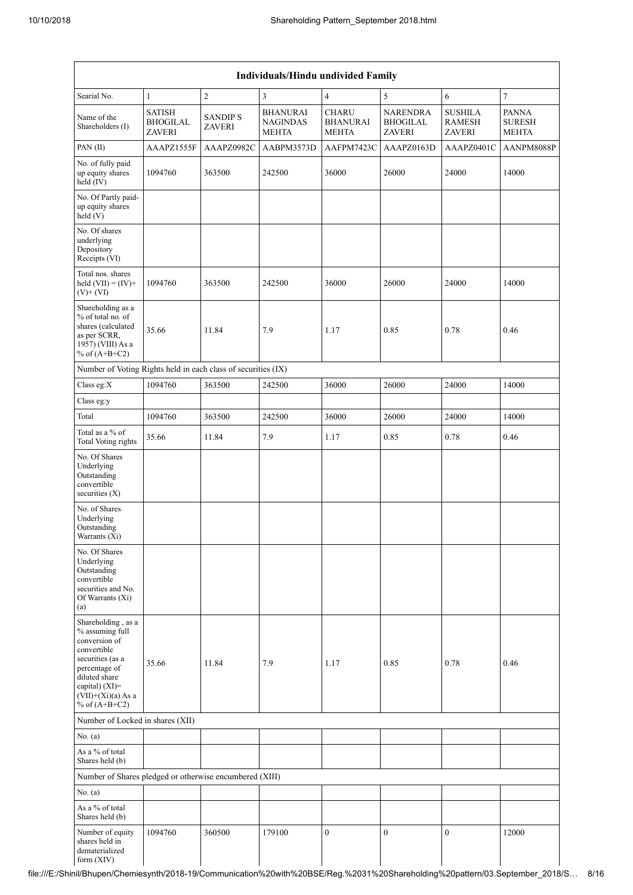| Individuals/Hindu undivided Family | | | | | | | |
|---|---|---|---|---|---|---|---|
| Searial No. | 1 | 2 | 3 | 4 | 5 | 6 | 7 |
| Name of the Shareholders (I) | SATISH BHOGILAL ZAVERI | SANDIP S ZAVERI | BHANURAI NAGINDAS MEHTA | CHARU BHANURAI MEHTA | NARENDRA BHOGILAL ZAVERI | SUSHILA RAMESH ZAVERI | PANNA SURESH MEHTA |
| PAN (II) | AAAPZ1555F | AAAPZ0982C | AABPM3573D | AAFPM7423C | AAAPZ0163D | AAAPZ0401C | AANPM8088P |
| No. of fully paid up equity shares held (IV) | 1094760 | 363500 | 242500 | 36000 | 26000 | 24000 | 14000 |
| No. Of Partly paid-up equity shares held (V) | | | | | | | |
| No. Of shares underlying Depository Receipts (VI) | | | | | | | |
| Total nos. shares held (VII) = (IV)+ (V)+ (VI) | 1094760 | 363500 | 242500 | 36000 | 26000 | 24000 | 14000 |
| Shareholding as a % of total no. of shares (calculated as per SCRR, 1957) (VIII) As a % of (A+B+C2) | 35.66 | 11.84 | 7.9 | 1.17 | 0.85 | 0.78 | 0.46 |
| Number of Voting Rights held in each class of securities (IX) | | | | | | | |
| Class eg:X | 1094760 | 363500 | 242500 | 36000 | 26000 | 24000 | 14000 |
| Class eg:y | | | | | | | |
| Total | 1094760 | 363500 | 242500 | 36000 | 26000 | 24000 | 14000 |
| Total as a % of Total Voting rights | 35.66 | 11.84 | 7.9 | 1.17 | 0.85 | 0.78 | 0.46 |
| No. Of Shares Underlying Outstanding convertible securities (X) | | | | | | | |
| No. of Shares Underlying Outstanding Warrants (Xi) | | | | | | | |
| No. Of Shares Underlying Outstanding convertible securities and No. Of Warrants (Xi) (a) | | | | | | | |
| Shareholding , as a % assuming full conversion of convertible securities (as a percentage of diluted share capital) (XI)= (VII)+(Xi)(a) As a % of (A+B+C2) | 35.66 | 11.84 | 7.9 | 1.17 | 0.85 | 0.78 | 0.46 |
| Number of Locked in shares (XII) | | | | | | | |
| No. (a) | | | | | | | |
| As a % of total Shares held (b) | | | | | | | |
| Number of Shares pledged or otherwise encumbered (XIII) | | | | | | | |
| No. (a) | | | | | | | |
| As a % of total Shares held (b) | | | | | | | |
| Number of equity shares held in dematerialized form (XIV) | 1094760 | 360500 | 179100 | 0 | 0 | 0 | 12000 |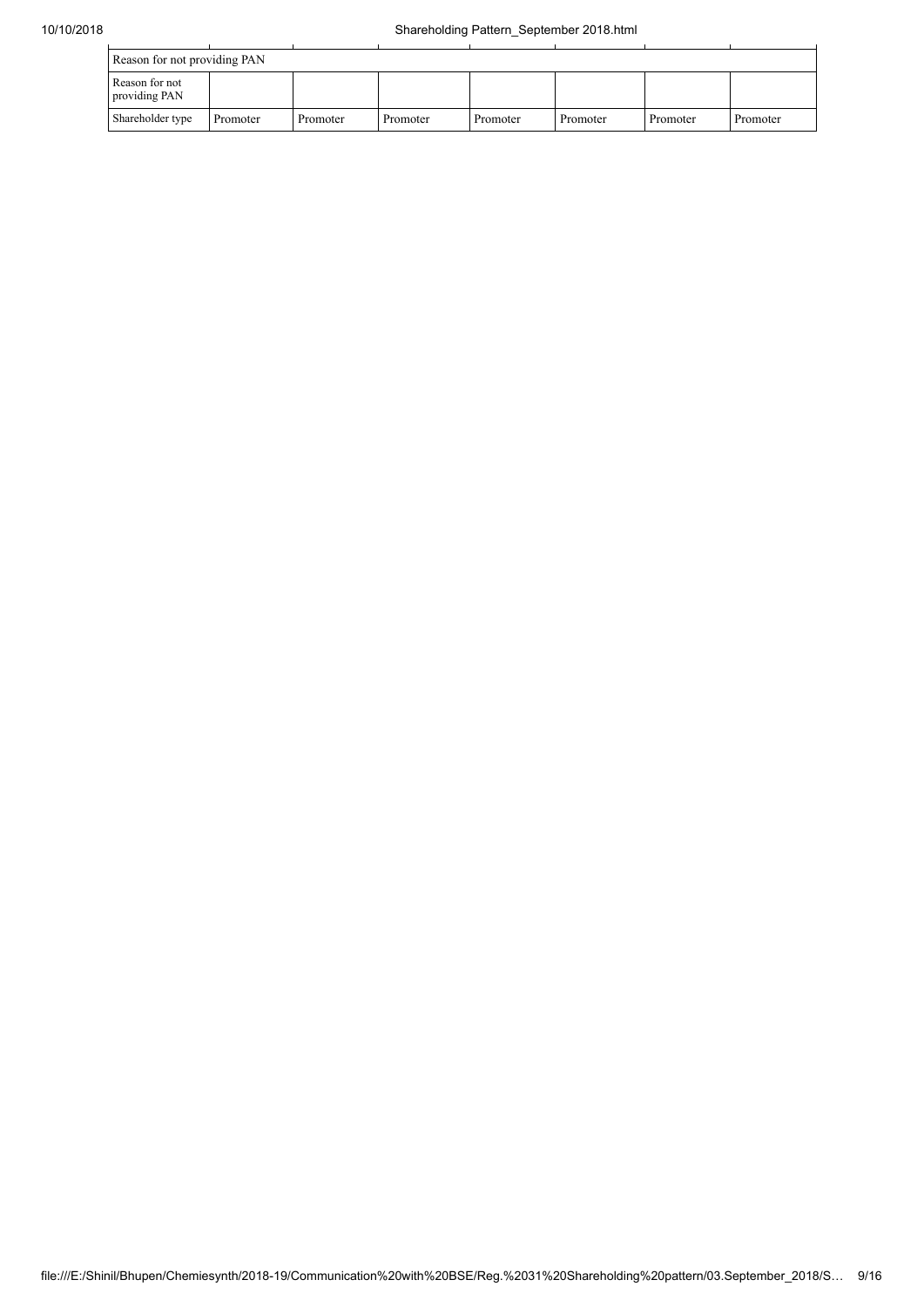| Reason for not providing PAN | | | | | | | |
|---|---|---|---|---|---|---|---|
| Reason for not providing PAN | | | | | | | |
| Shareholder type | Promoter | Promoter | Promoter | Promoter | Promoter | Promoter | Promoter |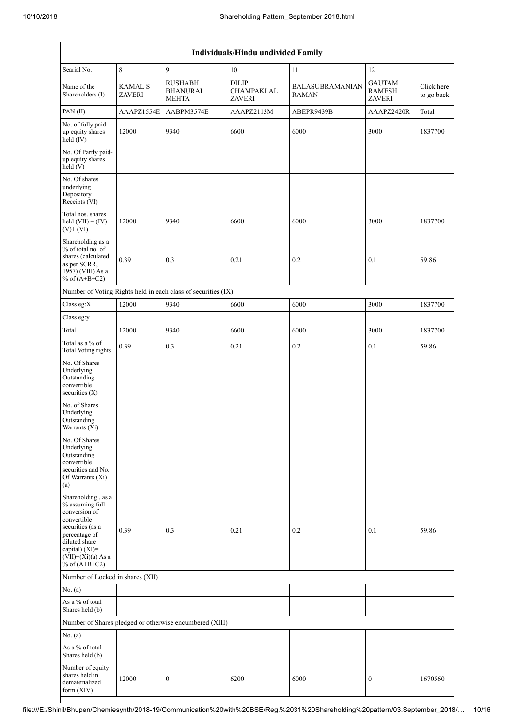| Individuals/Hindu undivided Family | | | | | | |
|---|---|---|---|---|---|---|
| Searial No. | 8 | 9 | 10 | 11 | 12 | |
| Name of the Shareholders (I) | KAMAL S ZAVERI | RUSHABH BHANURAI MEHTA | DILIP CHAMPAKLAL ZAVERI | BALASUBRAMANIAN RAMAN | GAUTAM RAMESH ZAVERI | Click here to go back |
| PAN (II) | AAAPZ1554E | AABPM3574E | AAAPZ2113M | ABEPR9439B | AAAPZ2420R | Total |
| No. of fully paid up equity shares held (IV) | 12000 | 9340 | 6600 | 6000 | 3000 | 1837700 |
| No. Of Partly paid-up equity shares held (V) | | | | | | |
| No. Of shares underlying Depository Receipts (VI) | | | | | | |
| Total nos. shares held (VII) = (IV)+(V)+ (VI) | 12000 | 9340 | 6600 | 6000 | 3000 | 1837700 |
| Shareholding as a % of total no. of shares (calculated as per SCRR, 1957) (VIII) As a % of (A+B+C2) | 0.39 | 0.3 | 0.21 | 0.2 | 0.1 | 59.86 |
| Number of Voting Rights held in each class of securities (IX) | | | | | | |
| Class eg:X | 12000 | 9340 | 6600 | 6000 | 3000 | 1837700 |
| Class eg:y | | | | | | |
| Total | 12000 | 9340 | 6600 | 6000 | 3000 | 1837700 |
| Total as a % of Total Voting rights | 0.39 | 0.3 | 0.21 | 0.2 | 0.1 | 59.86 |
| No. Of Shares Underlying Outstanding convertible securities (X) | | | | | | |
| No. of Shares Underlying Outstanding Warrants (Xi) | | | | | | |
| No. Of Shares Underlying Outstanding convertible securities and No. Of Warrants (Xi) (a) | | | | | | |
| Shareholding , as a % assuming full conversion of convertible securities (as a percentage of diluted share capital) (XI)= (VII)+(Xi)(a) As a % of (A+B+C2) | 0.39 | 0.3 | 0.21 | 0.2 | 0.1 | 59.86 |
| Number of Locked in shares (XII) | | | | | | |
| No. (a) | | | | | | |
| As a % of total Shares held (b) | | | | | | |
| Number of Shares pledged or otherwise encumbered (XIII) | | | | | | |
| No. (a) | | | | | | |
| As a % of total Shares held (b) | | | | | | |
| Number of equity shares held in dematerialized form (XIV) | 12000 | 0 | 6200 | 6000 | 0 | 1670560 |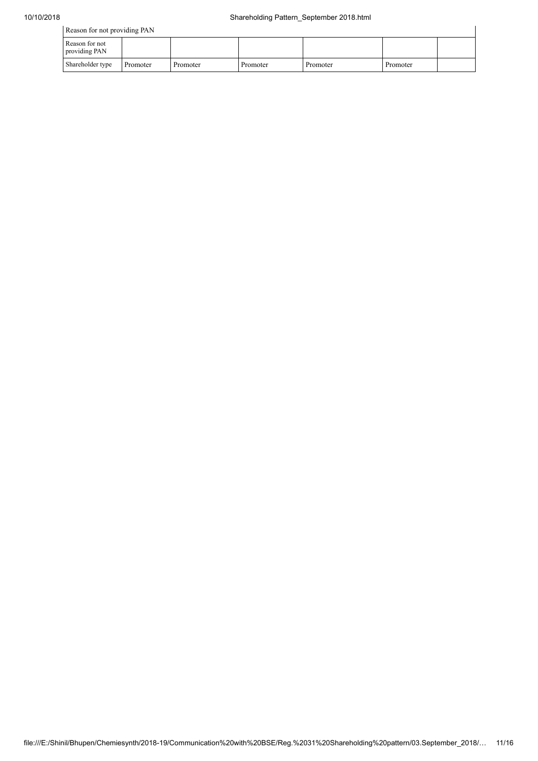| Reason for not providing PAN | | | | | | |
|---|---|---|---|---|---|---|
| Reason for not providing PAN | | | | | | |
| Shareholder type | Promoter | Promoter | Promoter | Promoter | Promoter | |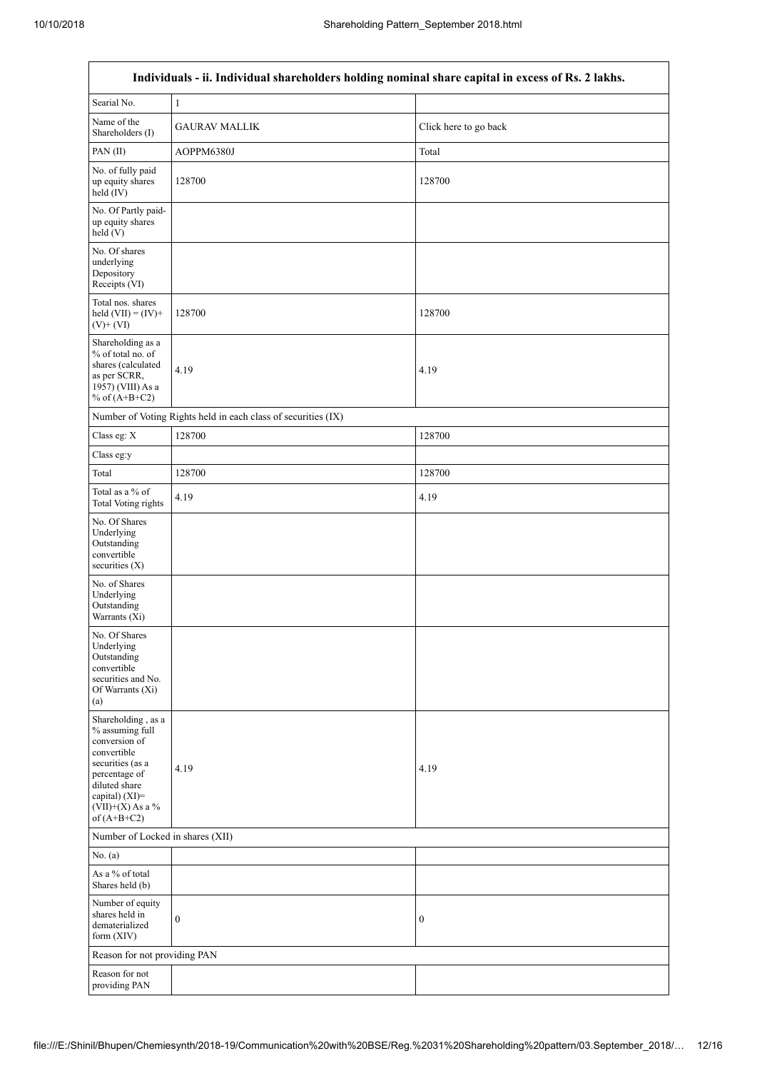| Individuals - ii. Individual shareholders holding nominal share capital in excess of Rs. 2 lakhs. | | |
|---|---|---|
| Searial No. | 1 | |
| Name of the Shareholders (I) | GAURAV MALLIK | Click here to go back |
| PAN (II) | AOPPM6380J | Total |
| No. of fully paid up equity shares held (IV) | 128700 | 128700 |
| No. Of Partly paid-up equity shares held (V) | | |
| No. Of shares underlying Depository Receipts (VI) | | |
| Total nos. shares held (VII) = (IV)+ (V)+ (VI) | 128700 | 128700 |
| Shareholding as a % of total no. of shares (calculated as per SCRR, 1957) (VIII) As a % of (A+B+C2) | 4.19 | 4.19 |
| Number of Voting Rights held in each class of securities (IX) | | |
| Class eg: X | 128700 | 128700 |
| Class eg:y | | |
| Total | 128700 | 128700 |
| Total as a % of Total Voting rights | 4.19 | 4.19 |
| No. Of Shares Underlying Outstanding convertible securities (X) | | |
| No. of Shares Underlying Outstanding Warrants (Xi) | | |
| No. Of Shares Underlying Outstanding convertible securities and No. Of Warrants (Xi) (a) | | |
| Shareholding , as a % assuming full conversion of convertible securities (as a percentage of diluted share capital) (XI)= (VII)+(X) As a % of (A+B+C2) | 4.19 | 4.19 |
| Number of Locked in shares (XII) | | |
| No. (a) | | |
| As a % of total Shares held (b) | | |
| Number of equity shares held in dematerialized form (XIV) | 0 | 0 |
| Reason for not providing PAN | | |
| Reason for not providing PAN | | |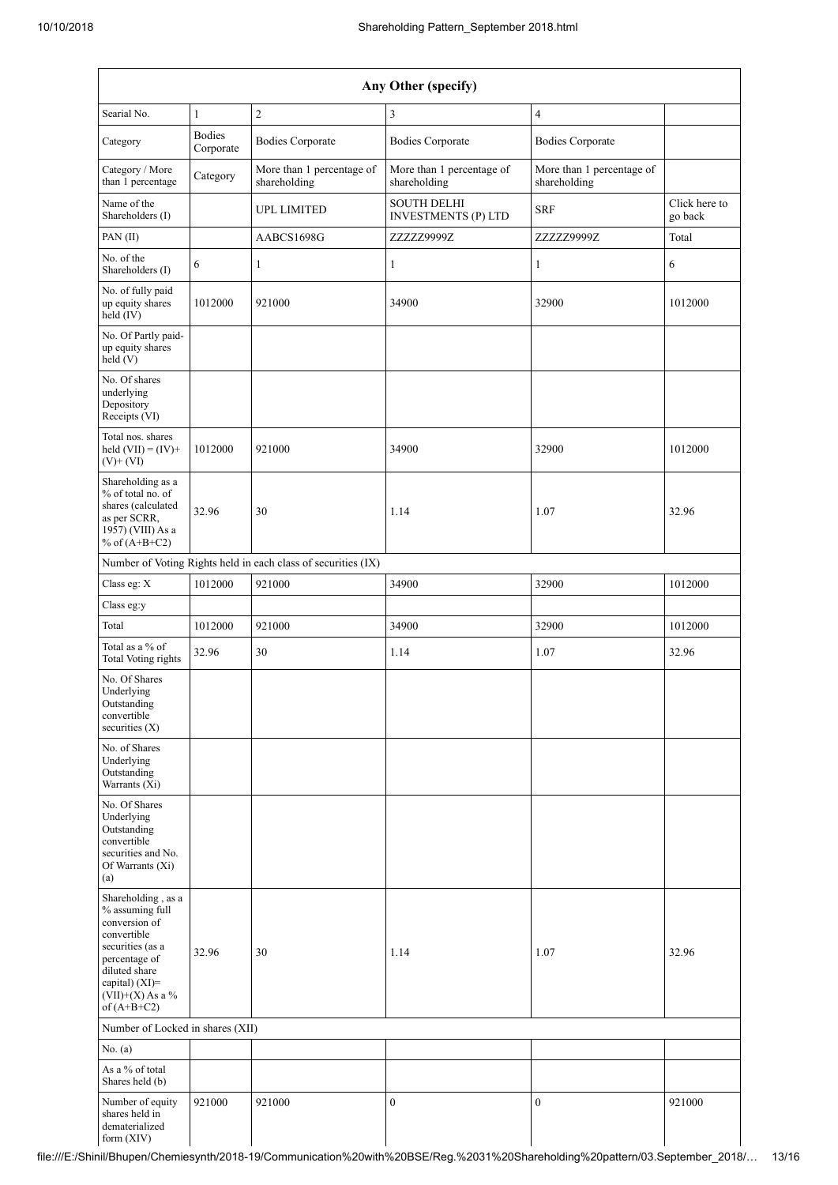| Any Other (specify) | | | | | |
|---|---|---|---|---|---|
| Searial No. | 1 | 2 | 3 | 4 | |
| Category | Bodies Corporate | Bodies Corporate | Bodies Corporate | Bodies Corporate | |
| Category / More than 1 percentage | Category | More than 1 percentage of shareholding | More than 1 percentage of shareholding | More than 1 percentage of shareholding | |
| Name of the Shareholders (I) | | UPL LIMITED | SOUTH DELHI INVESTMENTS (P) LTD | SRF | Click here to go back |
| PAN (II) | | AABCS1698G | ZZZZZ9999Z | ZZZZZ9999Z | Total |
| No. of the Shareholders (I) | 6 | 1 | 1 | 1 | 6 |
| No. of fully paid up equity shares held (IV) | 1012000 | 921000 | 34900 | 32900 | 1012000 |
| No. Of Partly paid-up equity shares held (V) | | | | | |
| No. Of shares underlying Depository Receipts (VI) | | | | | |
| Total nos. shares held (VII) = (IV)+ (V)+ (VI) | 1012000 | 921000 | 34900 | 32900 | 1012000 |
| Shareholding as a % of total no. of shares (calculated as per SCRR, 1957) (VIII) As a % of (A+B+C2) | 32.96 | 30 | 1.14 | 1.07 | 32.96 |
| Number of Voting Rights held in each class of securities (IX) | | | | | |
| Class eg: X | 1012000 | 921000 | 34900 | 32900 | 1012000 |
| Class eg:y | | | | | |
| Total | 1012000 | 921000 | 34900 | 32900 | 1012000 |
| Total as a % of Total Voting rights | 32.96 | 30 | 1.14 | 1.07 | 32.96 |
| No. Of Shares Underlying Outstanding convertible securities (X) | | | | | |
| No. of Shares Underlying Outstanding Warrants (Xi) | | | | | |
| No. Of Shares Underlying Outstanding convertible securities and No. Of Warrants (Xi) (a) | | | | | |
| Shareholding , as a % assuming full conversion of convertible securities (as a percentage of diluted share capital) (XI)= (VII)+(X) As a % of (A+B+C2) | 32.96 | 30 | 1.14 | 1.07 | 32.96 |
| Number of Locked in shares (XII) | | | | | |
| No. (a) | | | | | |
| As a % of total Shares held (b) | | | | | |
| Number of equity shares held in dematerialized form (XIV) | 921000 | 921000 | 0 | 0 | 921000 |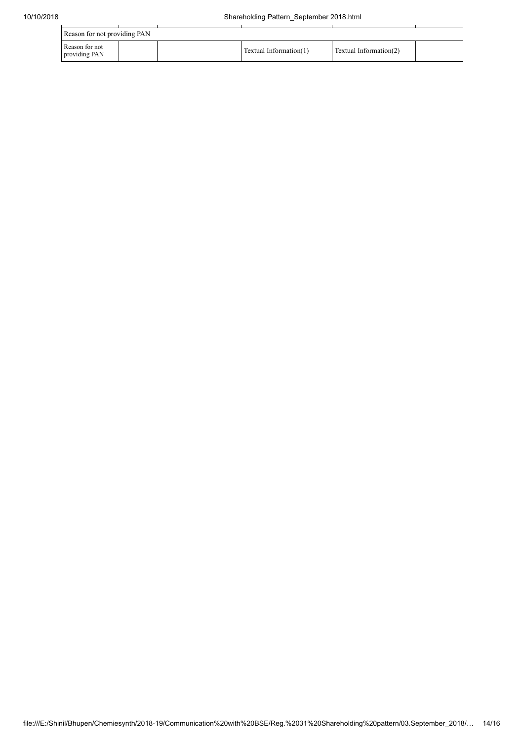| Reason for not providing PAN | | | | | |
|---|---|---|---|---|---|
| Reason for not providing PAN | | | Textual Information(1) | Textual Information(2) | |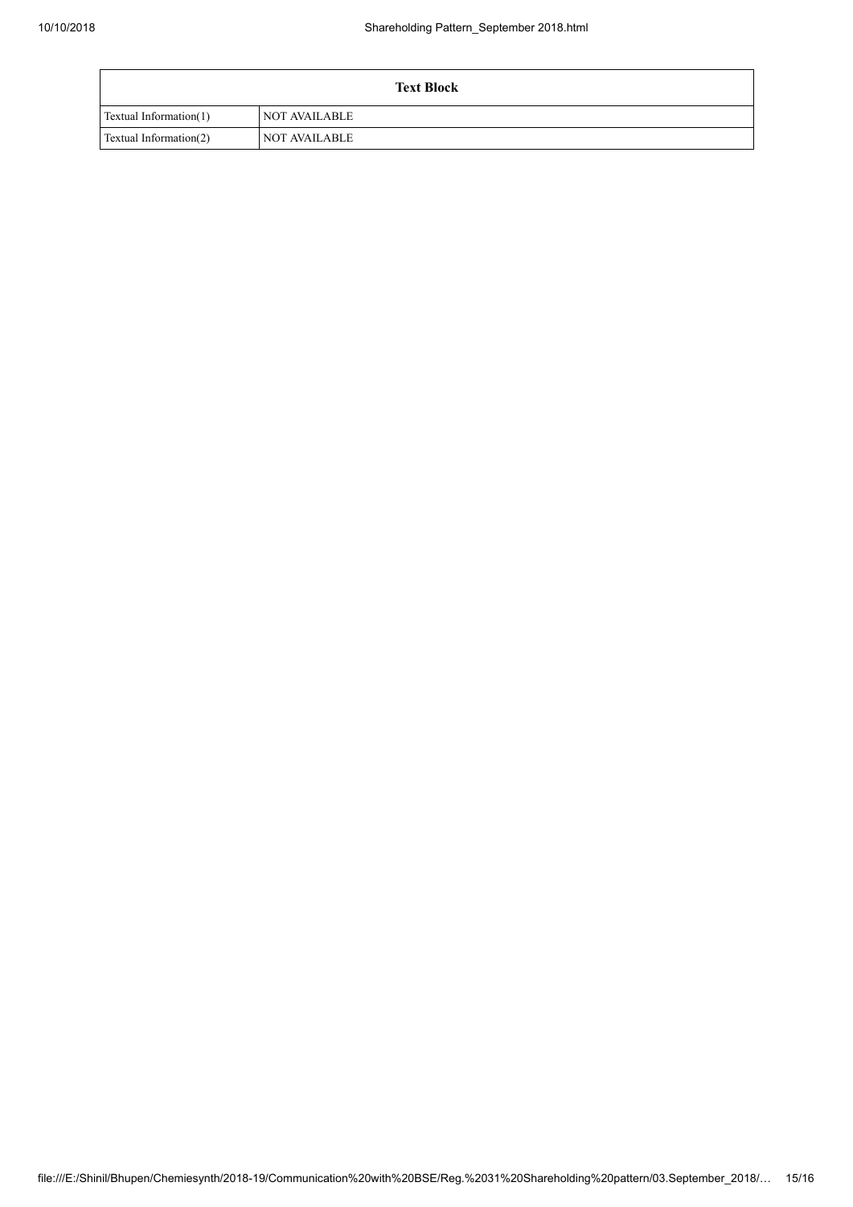| Text Block | |
|---|---|
| Textual Information(1) | NOT AVAILABLE |
| Textual Information(2) | NOT AVAILABLE |